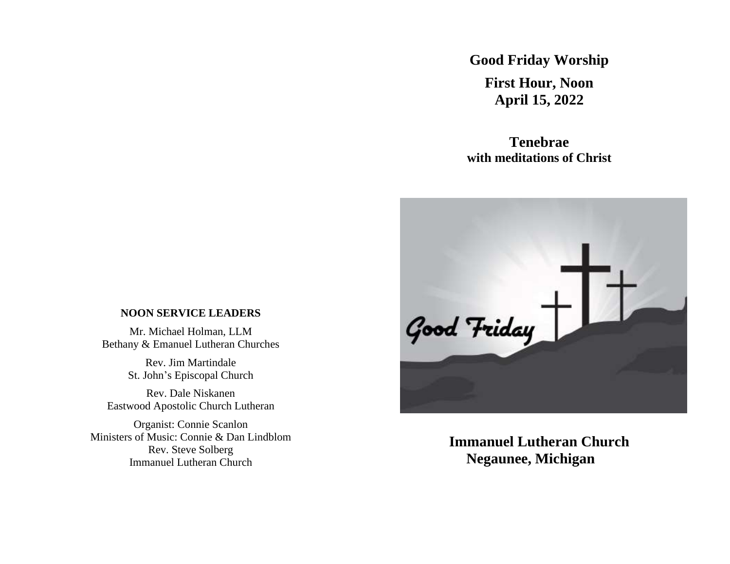# Good Friday Worship

## First Hour, Noon
## April 15, 2022

## Tenebrae
**with meditations of Christ**

**Immanuel Lutheran Church**
**Negaunee, Michigan**

**NOON SERVICE LEADERS**

Mr. Michael Holman, LLM
Bethany & Emanuel Lutheran Churches

Rev. Jim Martindale
St. John's Episcopal Church

Rev. Dale Niskanen
Eastwood Apostolic Church Lutheran

Organist: Connie Scanlon
Ministers of Music: Connie & Dan Lindblom
Rev. Steve Solberg
Immanuel Lutheran Church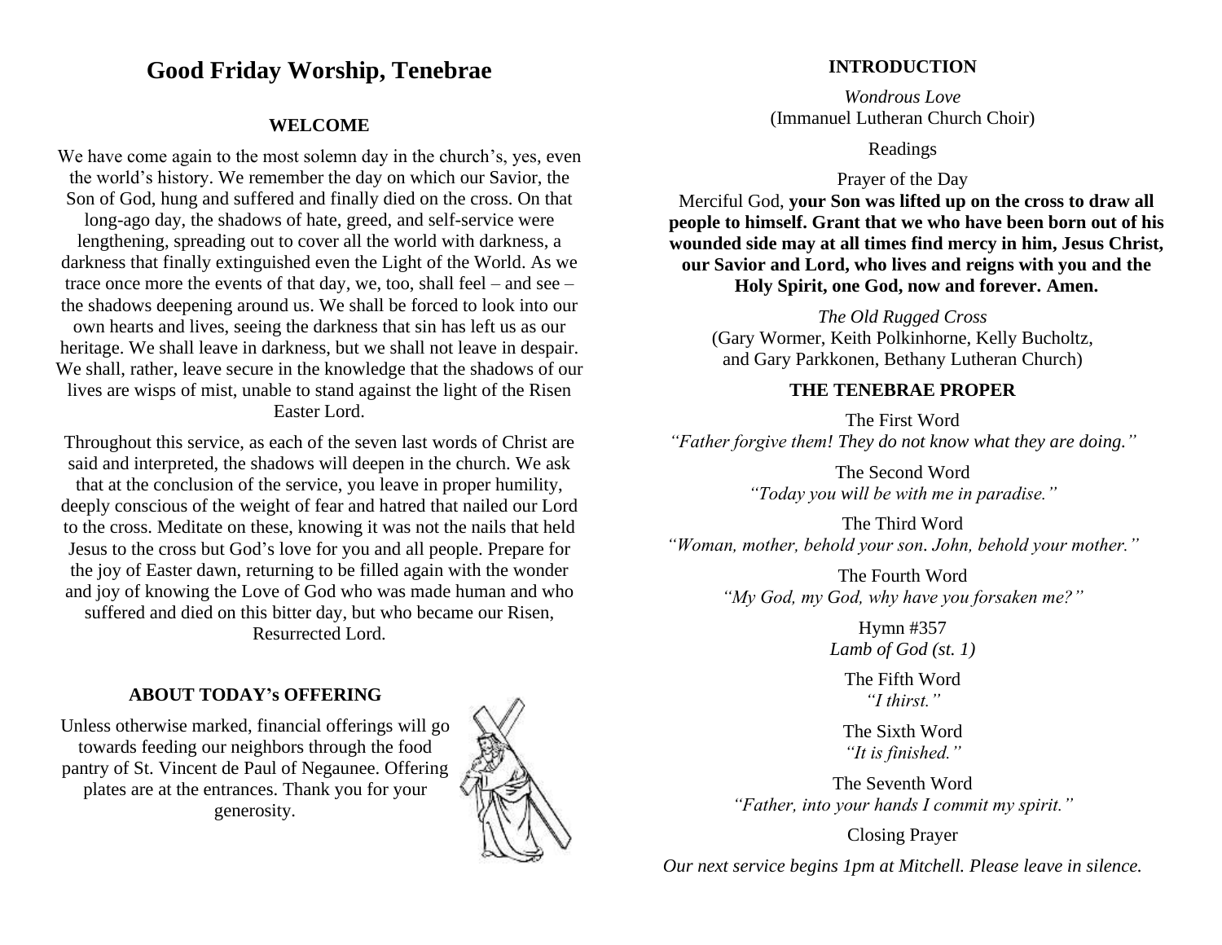# Good Friday Worship, Tenebrae

## WELCOME

We have come again to the most solemn day in the church's, yes, even the world's history. We remember the day on which our Savior, the Son of God, hung and suffered and finally died on the cross. On that long-ago day, the shadows of hate, greed, and self-service were lengthening, spreading out to cover all the world with darkness, a darkness that finally extinguished even the Light of the World. As we trace once more the events of that day, we, too, shall feel – and see – the shadows deepening around us. We shall be forced to look into our own hearts and lives, seeing the darkness that sin has left us as our heritage. We shall leave in darkness, but we shall not leave in despair. We shall, rather, leave secure in the knowledge that the shadows of our lives are wisps of mist, unable to stand against the light of the Risen Easter Lord.

Throughout this service, as each of the seven last words of Christ are said and interpreted, the shadows will deepen in the church. We ask that at the conclusion of the service, you leave in proper humility, deeply conscious of the weight of fear and hatred that nailed our Lord to the cross. Meditate on these, knowing it was not the nails that held Jesus to the cross but God's love for you and all people. Prepare for the joy of Easter dawn, returning to be filled again with the wonder and joy of knowing the Love of God who was made human and who suffered and died on this bitter day, but who became our Risen, Resurrected Lord.

## ABOUT TODAY's OFFERING

Unless otherwise marked, financial offerings will go towards feeding our neighbors through the food pantry of St. Vincent de Paul of Negaunee. Offering plates are at the entrances. Thank you for your generosity.

## INTRODUCTION

*Wondrous Love*
(Immanuel Lutheran Church Choir)

Readings

Prayer of the Day

Merciful God, **your Son was lifted up on the cross to draw all people to himself. Grant that we who have been born out of his wounded side may at all times find mercy in him, Jesus Christ, our Savior and Lord, who lives and reigns with you and the Holy Spirit, one God, now and forever. Amen.**

*The Old Rugged Cross*
(Gary Wormer, Keith Polkinhorne, Kelly Bucholtz, and Gary Parkkonen, Bethany Lutheran Church)

## THE TENEBRAE PROPER

The First Word
*"Father forgive them! They do not know what they are doing."*

The Second Word
*"Today you will be with me in paradise."*

The Third Word
*"Woman, mother, behold your son. John, behold your mother."*

The Fourth Word
*"My God, my God, why have you forsaken me?"*

Hymn #357
*Lamb of God (st. 1)*

The Fifth Word
*"I thirst."*

The Sixth Word
*"It is finished."*

The Seventh Word
*"Father, into your hands I commit my spirit."*

Closing Prayer

*Our next service begins 1pm at Mitchell. Please leave in silence.*